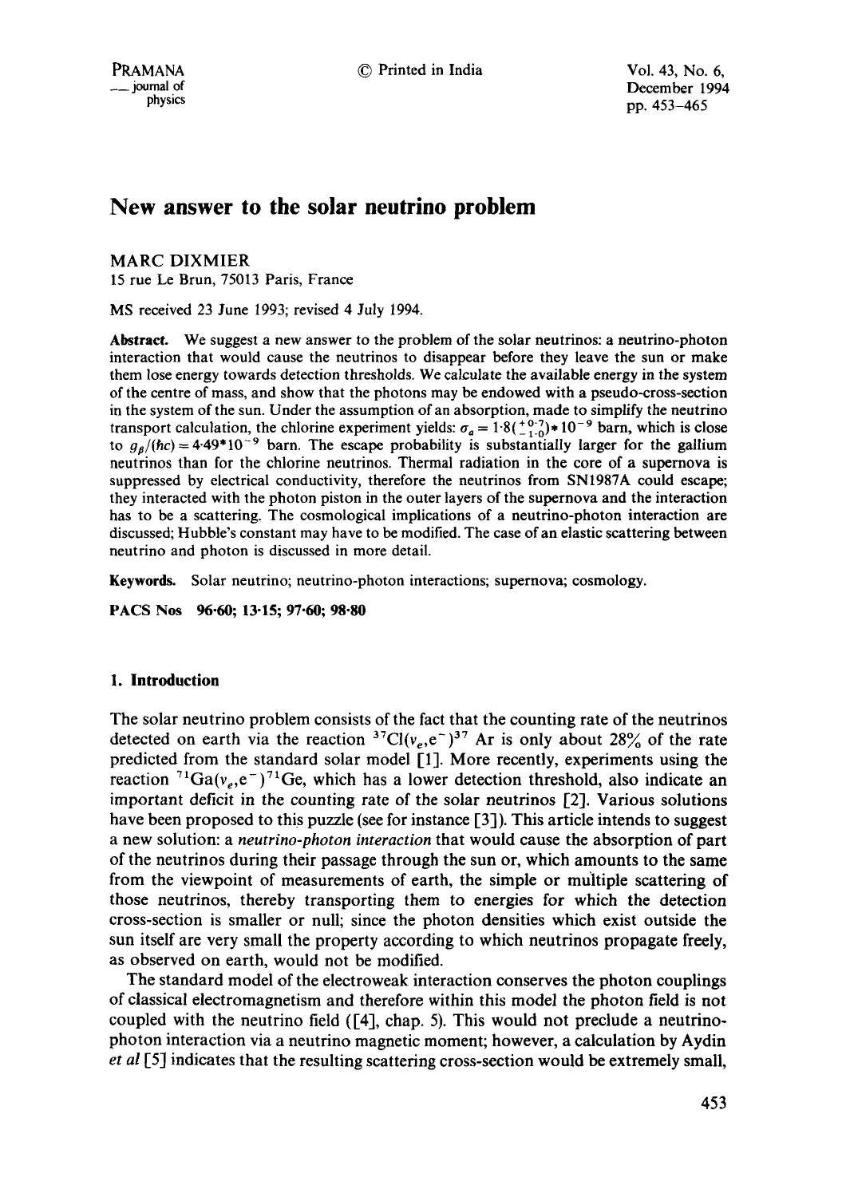# New answer to the solar neutrino problem

MARC DIXMIER

15 rue Le Brun, 75013 Paris, France

MS received 23 June 1993; revised 4 July 1994.

**Abstract.** We suggest a new answer to the problem of the solar neutrinos: a neutrino-photon interaction that would cause the neutrinos to disappear before they leave the sun or make them lose energy towards detection thresholds. We calculate the available energy in the system of the centre of mass, and show that the photons may be endowed with a pseudo-cross-section in the system of the sun. Under the assumption of an absorption, made to simplify the neutrino transport calculation, the chlorine experiment yields: $\sigma_a = 1{\cdot}8(^{+0{\cdot}7}_{-1{\cdot}0})*10^{-9}$ barn, which is close to $g_\beta/(\hbar c) = 4{\cdot}49*10^{-9}$ barn. The escape probability is substantially larger for the gallium neutrinos than for the chlorine neutrinos. Thermal radiation in the core of a supernova is suppressed by electrical conductivity, therefore the neutrinos from SN1987A could escape; they interacted with the photon piston in the outer layers of the supernova and the interaction has to be a scattering. The cosmological implications of a neutrino-photon interaction are discussed; Hubble's constant may have to be modified. The case of an elastic scattering between neutrino and photon is discussed in more detail.

**Keywords.** Solar neutrino; neutrino-photon interactions; supernova; cosmology.

**PACS Nos** 96·60; 13·15; 97·60; 98·80

## 1. Introduction

The solar neutrino problem consists of the fact that the counting rate of the neutrinos detected on earth via the reaction $^{37}Cl(\nu_e,e^-)^{37}$ Ar is only about 28% of the rate predicted from the standard solar model [1]. More recently, experiments using the reaction $^{71}Ga(\nu_e,e^-)^{71}Ge$, which has a lower detection threshold, also indicate an important deficit in the counting rate of the solar neutrinos [2]. Various solutions have been proposed to this puzzle (see for instance [3]). This article intends to suggest a new solution: a *neutrino-photon interaction* that would cause the absorption of part of the neutrinos during their passage through the sun or, which amounts to the same from the viewpoint of measurements of earth, the simple or multiple scattering of those neutrinos, thereby transporting them to energies for which the detection cross-section is smaller or null; since the photon densities which exist outside the sun itself are very small the property according to which neutrinos propagate freely, as observed on earth, would not be modified.

The standard model of the electroweak interaction conserves the photon couplings of classical electromagnetism and therefore within this model the photon field is not coupled with the neutrino field ([4], chap. 5). This would not preclude a neutrino-photon interaction via a neutrino magnetic moment; however, a calculation by Aydin *et al* [5] indicates that the resulting scattering cross-section would be extremely small,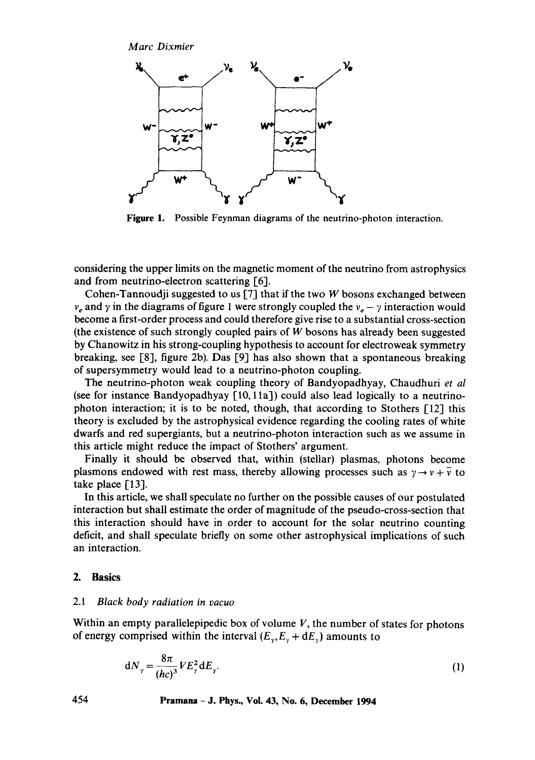Figure 1. Possible Feynman diagrams of the neutrino-photon interaction.

considering the upper limits on the magnetic moment of the neutrino from astrophysics and from neutrino-electron scattering [6].

Cohen-Tannoudji suggested to us [7] that if the two $W$ bosons exchanged between $\nu_e$ and $\gamma$ in the diagrams of figure 1 were strongly coupled the $\nu_e - \gamma$ interaction would become a first-order process and could therefore give rise to a substantial cross-section (the existence of such strongly coupled pairs of $W$ bosons has already been suggested by Chanowitz in his strong-coupling hypothesis to account for electroweak symmetry breaking, see [8], figure 2b). Das [9] has also shown that a spontaneous breaking of supersymmetry would lead to a neutrino-photon coupling.

The neutrino-photon weak coupling theory of Bandyopadhyay, Chaudhuri *et al* (see for instance Bandyopadhyay [10, 11a]) could also lead logically to a neutrino-photon interaction; it is to be noted, though, that according to Stothers [12] this theory is excluded by the astrophysical evidence regarding the cooling rates of white dwarfs and red supergiants, but a neutrino-photon interaction such as we assume in this article might reduce the impact of Stothers' argument.

Finally it should be observed that, within (stellar) plasmas, photons become plasmons endowed with rest mass, thereby allowing processes such as $\gamma \to \nu + \bar{\nu}$ to take place [13].

In this article, we shall speculate no further on the possible causes of our postulated interaction but shall estimate the order of magnitude of the pseudo-cross-section that this interaction should have in order to account for the solar neutrino counting deficit, and shall speculate briefly on some other astrophysical implications of such an interaction.

## 2. Basics

### 2.1 *Black body radiation in vacuo*

Within an empty parallelepipedic box of volume $V$, the number of states for photons of energy comprised within the interval $(E_\gamma, E_\gamma + \mathrm{d}E_\gamma)$ amounts to

$$\mathrm{d}N_\gamma = \frac{8\pi}{(hc)^3} V E_\gamma^2 \mathrm{d}E_\gamma. \tag{1}$$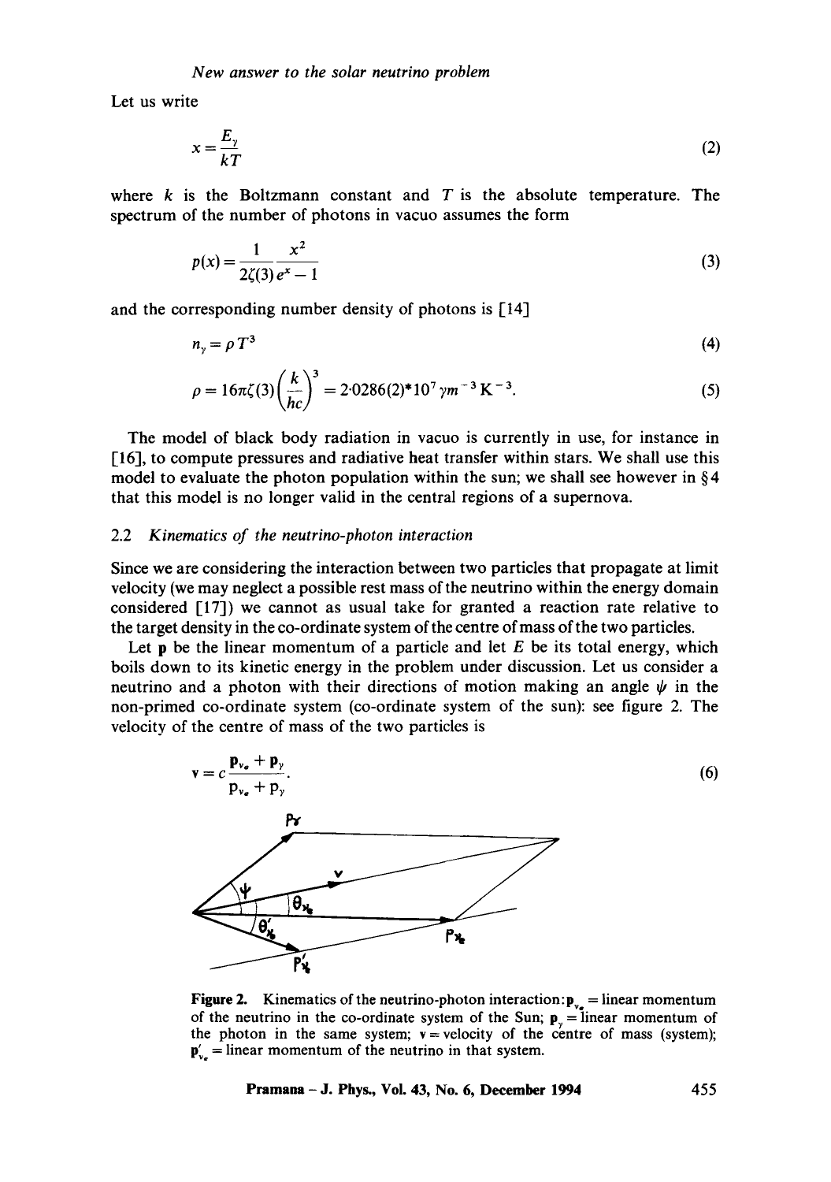Let us write

$$x = \frac{E_\gamma}{kT} \tag{2}$$

where $k$ is the Boltzmann constant and $T$ is the absolute temperature. The spectrum of the number of photons in vacuo assumes the form

$$p(x) = \frac{1}{2\zeta(3)} \frac{x^2}{e^x - 1} \tag{3}$$

and the corresponding number density of photons is [14]

$$n_\gamma = \rho T^3 \tag{4}$$

$$\rho = 16\pi\zeta(3)\left(\frac{k}{hc}\right)^3 = 2{\cdot}0286(2){*}10^7\,\gamma m^{-3}\,\mathrm{K}^{-3}. \tag{5}$$

The model of black body radiation in vacuo is currently in use, for instance in [16], to compute pressures and radiative heat transfer within stars. We shall use this model to evaluate the photon population within the sun; we shall see however in §4 that this model is no longer valid in the central regions of a supernova.

### 2.2 *Kinematics of the neutrino-photon interaction*

Since we are considering the interaction between two particles that propagate at limit velocity (we may neglect a possible rest mass of the neutrino within the energy domain considered [17]) we cannot as usual take for granted a reaction rate relative to the target density in the co-ordinate system of the centre of mass of the two particles.

Let $\mathbf{p}$ be the linear momentum of a particle and let $E$ be its total energy, which boils down to its kinetic energy in the problem under discussion. Let us consider a neutrino and a photon with their directions of motion making an angle $\psi$ in the non-primed co-ordinate system (co-ordinate system of the sun): see figure 2. The velocity of the centre of mass of the two particles is

$$\mathbf{v} = c\frac{\mathbf{p}_{\nu_e} + \mathbf{p}_\gamma}{p_{\nu_e} + p_\gamma}. \tag{6}$$

**Figure 2.** Kinematics of the neutrino-photon interaction: $\mathbf{p}_{\nu_e}$ = linear momentum of the neutrino in the co-ordinate system of the Sun; $\mathbf{p}_\gamma$ = linear momentum of the photon in the same system; $\mathbf{v}$ = velocity of the centre of mass (system); $\mathbf{p}'_{\nu_e}$ = linear momentum of the neutrino in that system.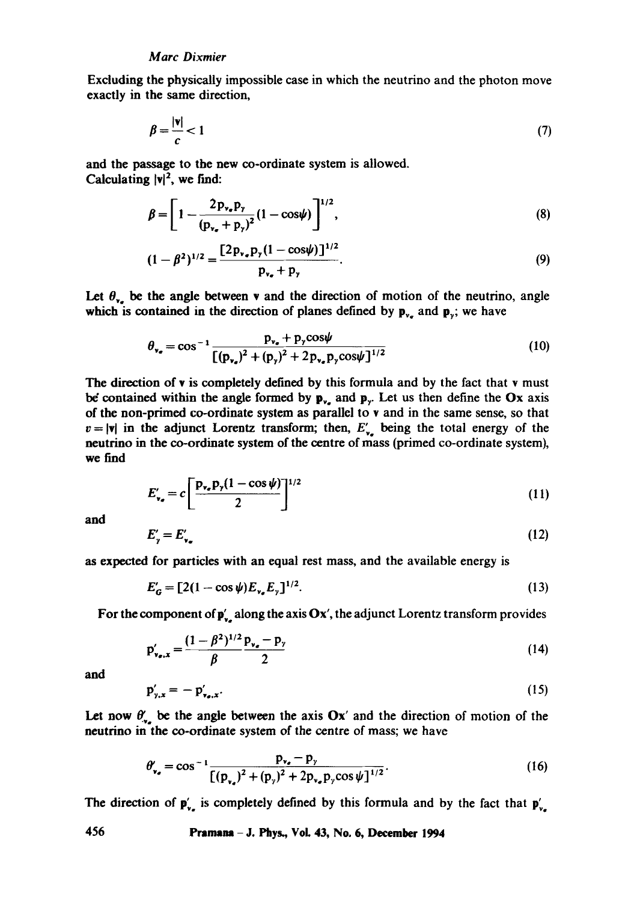Excluding the physically impossible case in which the neutrino and the photon move exactly in the same direction,

$$\beta = \frac{|\mathbf{v}|}{c} < 1 \tag{7}$$

and the passage to the new co-ordinate system is allowed.
Calculating $|\mathbf{v}|^2$, we find:

$$\beta = \left[1 - \frac{2\mathrm{p}_{\nu_e}\mathrm{p}_\gamma}{(\mathrm{p}_{\nu_e} + \mathrm{p}_\gamma)^2}(1 - \cos\psi)\right]^{1/2}, \tag{8}$$

$$(1 - \beta^2)^{1/2} = \frac{[2\mathrm{p}_{\nu_e}\mathrm{p}_\gamma(1 - \cos\psi)]^{1/2}}{\mathrm{p}_{\nu_e} + \mathrm{p}_\gamma}. \tag{9}$$

Let $\theta_{\nu_e}$ be the angle between $\mathbf{v}$ and the direction of motion of the neutrino, angle which is contained in the direction of planes defined by $\mathbf{p}_{\nu_e}$ and $\mathbf{p}_\gamma$; we have

$$\theta_{\nu_e} = \cos^{-1}\frac{\mathrm{p}_{\nu_e} + \mathrm{p}_\gamma\cos\psi}{[(\mathrm{p}_{\nu_e})^2 + (\mathrm{p}_\gamma)^2 + 2\mathrm{p}_{\nu_e}\mathrm{p}_\gamma\cos\psi]^{1/2}} \tag{10}$$

The direction of $\mathbf{v}$ is completely defined by this formula and by the fact that $\mathbf{v}$ must be contained within the angle formed by $\mathbf{p}_{\nu_e}$ and $\mathbf{p}_\gamma$. Let us then define the **Ox** axis of the non-primed co-ordinate system as parallel to $\mathbf{v}$ and in the same sense, so that $v = |\mathbf{v}|$ in the adjunct Lorentz transform; then, $E'_{\nu_e}$ being the total energy of the neutrino in the co-ordinate system of the centre of mass (primed co-ordinate system), we find

$$E'_{\nu_e} = c\left[\frac{\mathrm{p}_{\nu_e}\mathrm{p}_\gamma(1 - \cos\psi)}{2}\right]^{1/2} \tag{11}$$

and

$$E'_\gamma = E'_{\nu_e} \tag{12}$$

as expected for particles with an equal rest mass, and the available energy is

$$E'_G = [2(1 - \cos\psi)E_{\nu_e}E_\gamma]^{1/2}. \tag{13}$$

For the component of $\mathbf{p}'_{\nu_e}$ along the axis **Ox'**, the adjunct Lorentz transform provides

$$\mathrm{p}'_{\nu_e,x} = \frac{(1 - \beta^2)^{1/2}}{\beta}\frac{\mathrm{p}_{\nu_e} - \mathrm{p}_\gamma}{2} \tag{14}$$

and

$$\mathrm{p}'_{\gamma,x} = -\mathrm{p}'_{\nu_e,x}. \tag{15}$$

Let now $\theta'_{\nu_e}$ be the angle between the axis **Ox'** and the direction of motion of the neutrino in the co-ordinate system of the centre of mass; we have

$$\theta'_{\nu_e} = \cos^{-1}\frac{\mathrm{p}_{\nu_e} - \mathrm{p}_\gamma}{[(\mathrm{p}_{\nu_e})^2 + (\mathrm{p}_\gamma)^2 + 2\mathrm{p}_{\nu_e}\mathrm{p}_\gamma\cos\psi]^{1/2}}. \tag{16}$$

The direction of $\mathbf{p}'_{\nu_e}$ is completely defined by this formula and by the fact that $\mathbf{p}'_{\nu_e}$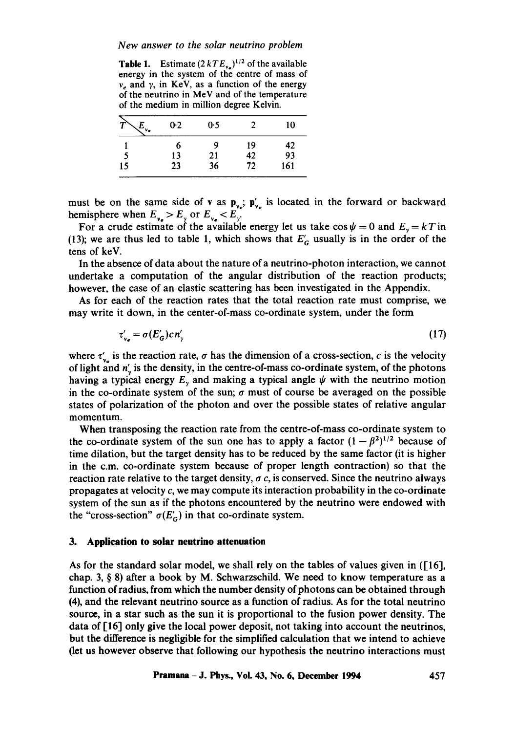**Table 1.** Estimate $(2kTE_{\nu_e})^{1/2}$ of the available energy in the system of the centre of mass of $\nu_e$ and $\gamma$, in KeV, as a function of the energy of the neutrino in MeV and of the temperature of the medium in million degree Kelvin.

| $T \backslash E_{\nu_e}$ | 0·2 | 0·5 | 2 | 10 |
|---|---|---|---|---|
| 1 | 6 | 9 | 19 | 42 |
| 5 | 13 | 21 | 42 | 93 |
| 15 | 23 | 36 | 72 | 161 |

must be on the same side of $\mathbf{v}$ as $\mathbf{p}_{\nu_e}$; $\mathbf{p}'_{\nu_e}$ is located in the forward or backward hemisphere when $E_{\nu_e} > E_\gamma$ or $E_{\nu_e} < E_\gamma$.

For a crude estimate of the available energy let us take $\cos\psi = 0$ and $E_\gamma = kT$ in (13); we are thus led to table 1, which shows that $E'_G$ usually is in the order of the tens of keV.

In the absence of data about the nature of a neutrino-photon interaction, we cannot undertake a computation of the angular distribution of the reaction products; however, the case of an elastic scattering has been investigated in the Appendix.

As for each of the reaction rates that the total reaction rate must comprise, we may write it down, in the center-of-mass co-ordinate system, under the form

$$\tau'_{\nu_e} = \sigma(E'_G) c n'_\gamma \tag{17}$$

where $\tau'_{\nu_e}$ is the reaction rate, $\sigma$ has the dimension of a cross-section, $c$ is the velocity of light and $n'_\gamma$ is the density, in the centre-of-mass co-ordinate system, of the photons having a typical energy $E_\gamma$ and making a typical angle $\psi$ with the neutrino motion in the co-ordinate system of the sun; $\sigma$ must of course be averaged on the possible states of polarization of the photon and over the possible states of relative angular momentum.

When transposing the reaction rate from the centre-of-mass co-ordinate system to the co-ordinate system of the sun one has to apply a factor $(1-\beta^2)^{1/2}$ because of time dilation, but the target density has to be reduced by the same factor (it is higher in the c.m. co-ordinate system because of proper length contraction) so that the reaction rate relative to the target density, $\sigma c$, is conserved. Since the neutrino always propagates at velocity $c$, we may compute its interaction probability in the co-ordinate system of the sun as if the photons encountered by the neutrino were endowed with the "cross-section" $\sigma(E'_G)$ in that co-ordinate system.

## 3. Application to solar neutrino attenuation

As for the standard solar model, we shall rely on the tables of values given in ([16], chap. 3, § 8) after a book by M. Schwarzschild. We need to know temperature as a function of radius, from which the number density of photons can be obtained through (4), and the relevant neutrino source as a function of radius. As for the total neutrino source, in a star such as the sun it is proportional to the fusion power density. The data of [16] only give the local power deposit, not taking into account the neutrinos, but the difference is negligible for the simplified calculation that we intend to achieve (let us however observe that following our hypothesis the neutrino interactions must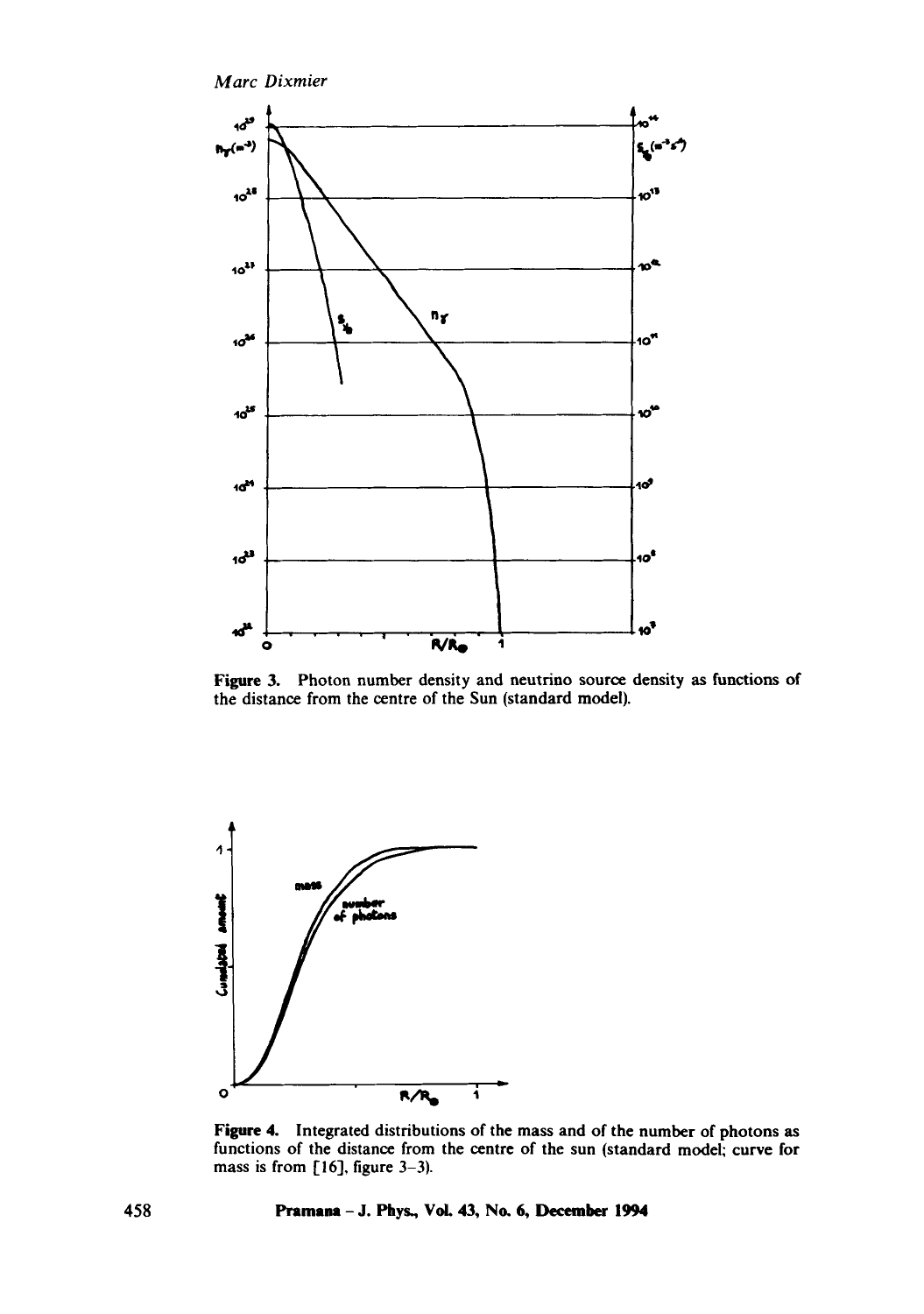Figure 3. Photon number density and neutrino source density as functions of the distance from the centre of the Sun (standard model).

Figure 4. Integrated distributions of the mass and of the number of photons as functions of the distance from the centre of the sun (standard model; curve for mass is from [16], figure 3–3).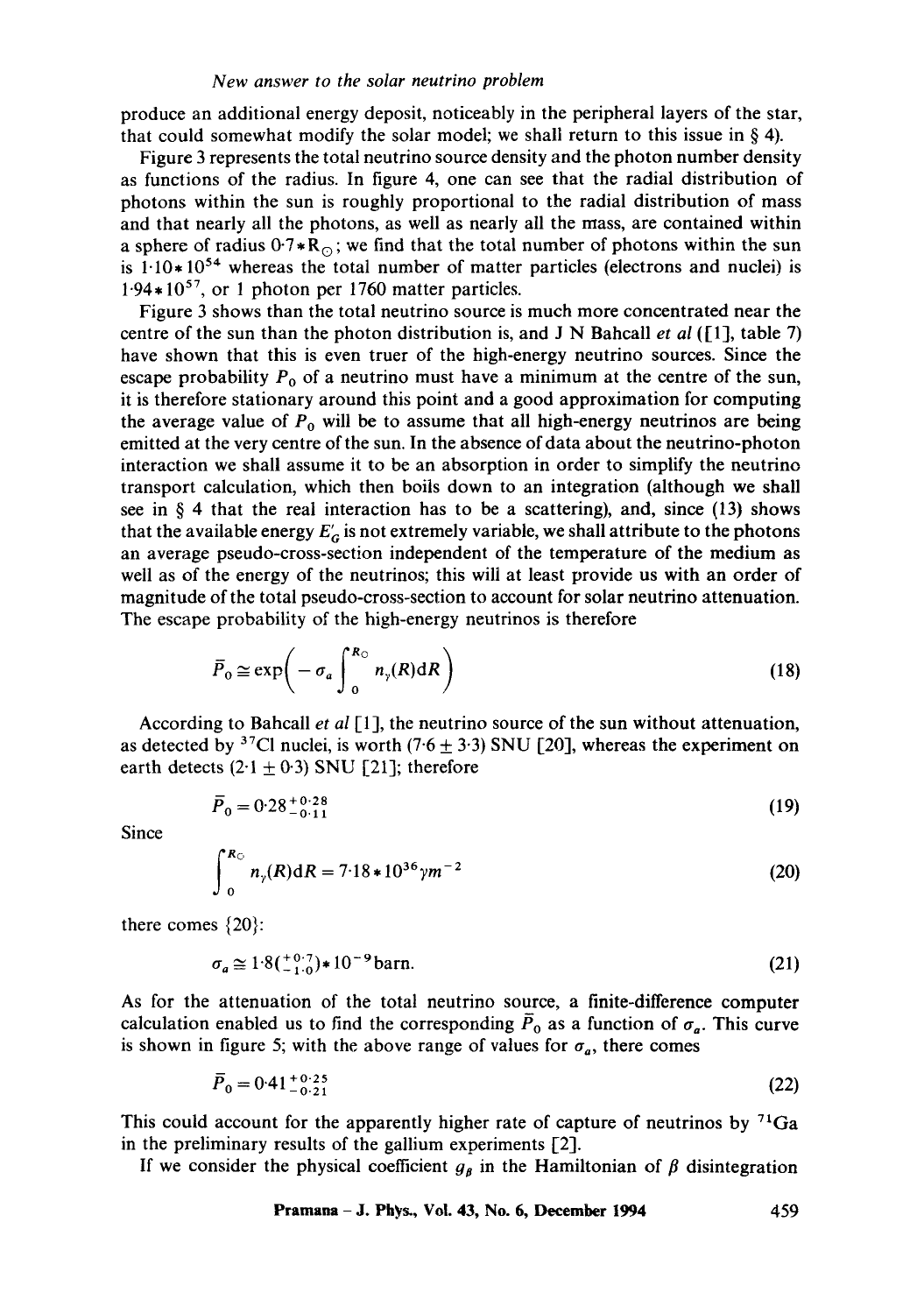produce an additional energy deposit, noticeably in the peripheral layers of the star, that could somewhat modify the solar model; we shall return to this issue in § 4).

Figure 3 represents the total neutrino source density and the photon number density as functions of the radius. In figure 4, one can see that the radial distribution of photons within the sun is roughly proportional to the radial distribution of mass and that nearly all the photons, as well as nearly all the mass, are contained within a sphere of radius $0{\cdot}7 * R_{\odot}$; we find that the total number of photons within the sun is $1{\cdot}10 * 10^{54}$ whereas the total number of matter particles (electrons and nuclei) is $1{\cdot}94 * 10^{57}$, or 1 photon per 1760 matter particles.

Figure 3 shows than the total neutrino source is much more concentrated near the centre of the sun than the photon distribution is, and J N Bahcall *et al* ([1], table 7) have shown that this is even truer of the high-energy neutrino sources. Since the escape probability $P_0$ of a neutrino must have a minimum at the centre of the sun, it is therefore stationary around this point and a good approximation for computing the average value of $P_0$ will be to assume that all high-energy neutrinos are being emitted at the very centre of the sun. In the absence of data about the neutrino-photon interaction we shall assume it to be an absorption in order to simplify the neutrino transport calculation, which then boils down to an integration (although we shall see in § 4 that the real interaction has to be a scattering), and, since (13) shows that the available energy $E'_G$ is not extremely variable, we shall attribute to the photons an average pseudo-cross-section independent of the temperature of the medium as well as of the energy of the neutrinos; this will at least provide us with an order of magnitude of the total pseudo-cross-section to account for solar neutrino attenuation. The escape probability of the high-energy neutrinos is therefore

$$\bar{P}_0 \cong \exp\left( -\sigma_a \int_0^{R_{\odot}} n_\gamma(R) \mathrm{d}R \right) \tag{18}$$

According to Bahcall *et al* [1], the neutrino source of the sun without attenuation, as detected by $^{37}Cl$ nuclei, is worth $(7{\cdot}6 \pm 3{\cdot}3)$ SNU [20], whereas the experiment on earth detects $(2{\cdot}1 \pm 0{\cdot}3)$ SNU [21]; therefore

$$\bar{P}_0 = 0{\cdot}28^{+0{\cdot}28}_{-0{\cdot}11} \tag{19}$$

Since

$$\int_0^{R_{\odot}} n_\gamma(R) \mathrm{d}R = 7{\cdot}18 * 10^{36} \gamma m^{-2} \tag{20}$$

there comes {20}:

$$\sigma_a \cong 1{\cdot}8(^{+0{\cdot}7}_{-1{\cdot}0}) * 10^{-9} \text{barn}. \tag{21}$$

As for the attenuation of the total neutrino source, a finite-difference computer calculation enabled us to find the corresponding $\bar{P}_0$ as a function of $\sigma_a$. This curve is shown in figure 5; with the above range of values for $\sigma_a$, there comes

$$\bar{P}_0 = 0{\cdot}41^{+0{\cdot}25}_{-0{\cdot}21} \tag{22}$$

This could account for the apparently higher rate of capture of neutrinos by $^{71}Ga$ in the preliminary results of the gallium experiments [2].

If we consider the physical coefficient $g_\beta$ in the Hamiltonian of $\beta$ disintegration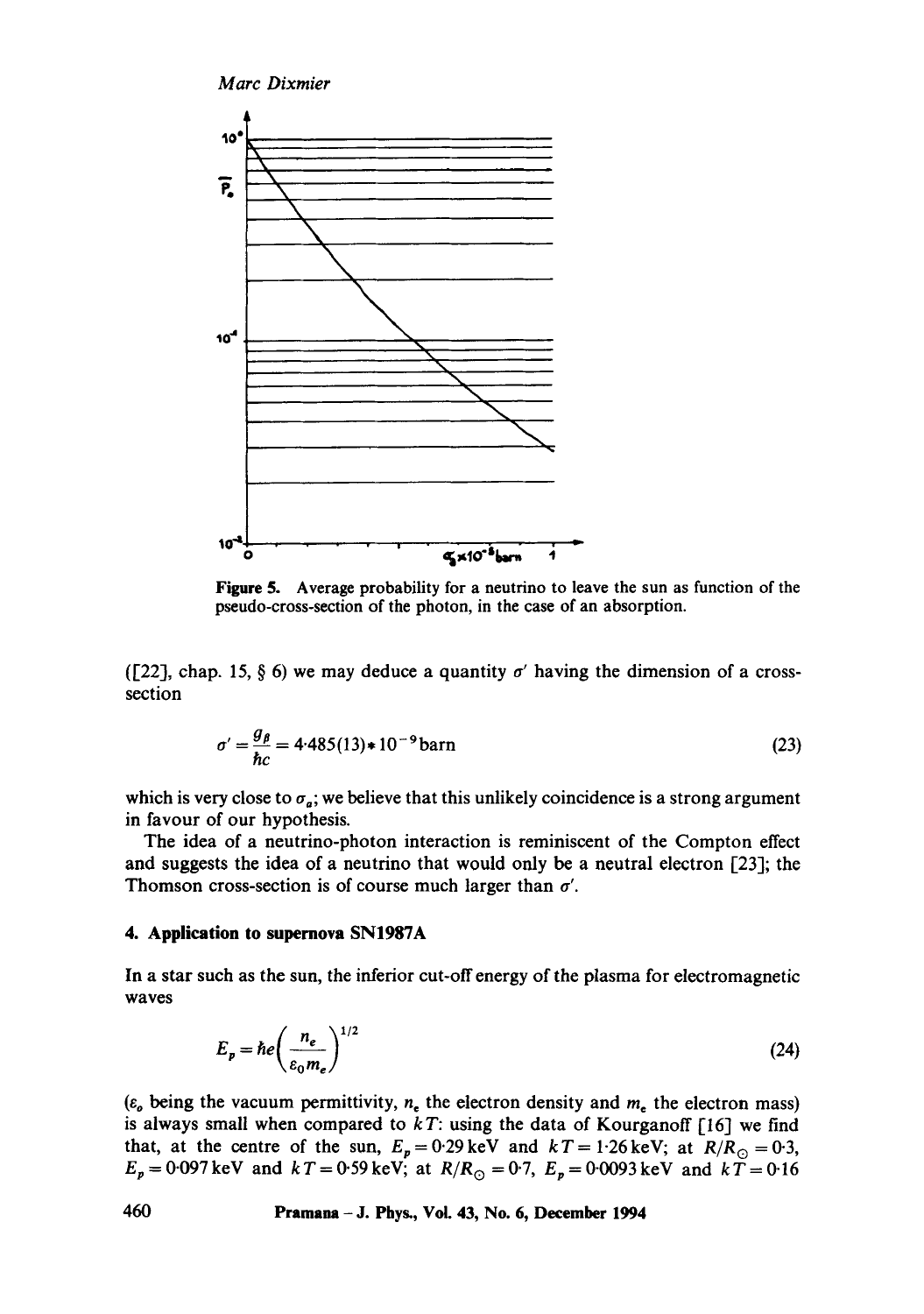**Figure 5.** Average probability for a neutrino to leave the sun as function of the pseudo-cross-section of the photon, in the case of an absorption.

([22], chap. 15, § 6) we may deduce a quantity $\sigma'$ having the dimension of a cross-section

$$\sigma' = \frac{g_\beta}{\hbar c} = 4{\cdot}485(13) * 10^{-9}\,\text{barn} \tag{23}$$

which is very close to $\sigma_a$; we believe that this unlikely coincidence is a strong argument in favour of our hypothesis.

The idea of a neutrino-photon interaction is reminiscent of the Compton effect and suggests the idea of a neutrino that would only be a neutral electron [23]; the Thomson cross-section is of course much larger than $\sigma'$.

## 4. Application to supernova SN1987A

In a star such as the sun, the inferior cut-off energy of the plasma for electromagnetic waves

$$E_p = \hbar e \left( \frac{n_e}{\varepsilon_0 m_e} \right)^{1/2} \tag{24}$$

($\varepsilon_0$ being the vacuum permittivity, $n_e$ the electron density and $m_e$ the electron mass) is always small when compared to $kT$: using the data of Kourganoff [16] we find that, at the centre of the sun, $E_p = 0{\cdot}29\,\text{keV}$ and $kT = 1{\cdot}26\,\text{keV}$; at $R/R_\odot = 0{\cdot}3$, $E_p = 0{\cdot}097\,\text{keV}$ and $kT = 0{\cdot}59\,\text{keV}$; at $R/R_\odot = 0{\cdot}7$, $E_p = 0{\cdot}0093\,\text{keV}$ and $kT = 0{\cdot}16$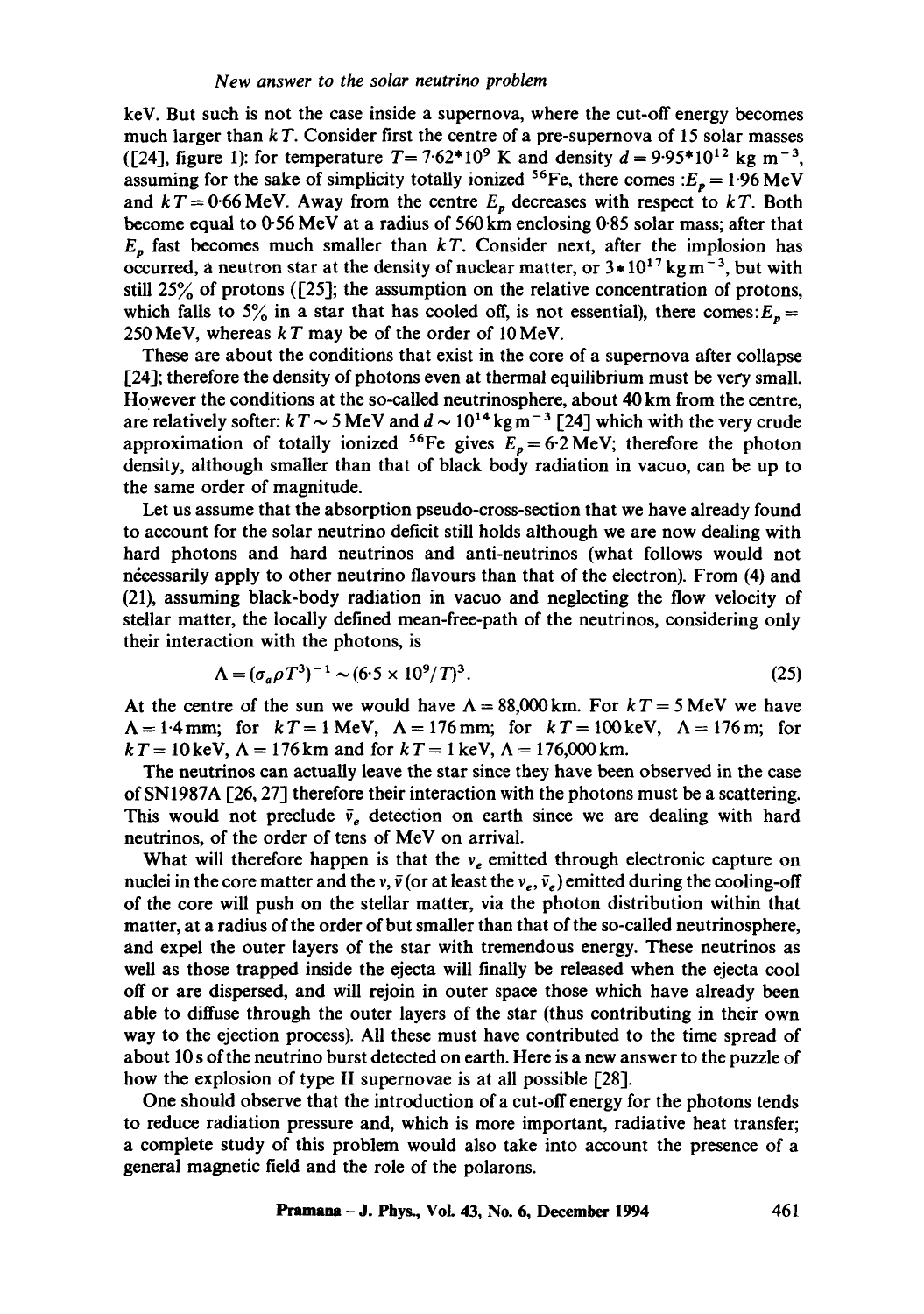keV. But such is not the case inside a supernova, where the cut-off energy becomes much larger than $kT$. Consider first the centre of a pre-supernova of 15 solar masses ([24], figure 1): for temperature $T = 7{\cdot}62*10^9$ K and density $d = 9{\cdot}95*10^{12}$ kg m$^{-3}$, assuming for the sake of simplicity totally ionized $^{56}$Fe, there comes : $E_p = 1{\cdot}96$ MeV and $kT = 0{\cdot}66$ MeV. Away from the centre $E_p$ decreases with respect to $kT$. Both become equal to 0·56 MeV at a radius of 560 km enclosing 0·85 solar mass; after that $E_p$ fast becomes much smaller than $kT$. Consider next, after the implosion has occurred, a neutron star at the density of nuclear matter, or $3*10^{17}$ kg m$^{-3}$, but with still 25% of protons ([25]; the assumption on the relative concentration of protons, which falls to 5% in a star that has cooled off, is not essential), there comes: $E_p = 250$ MeV, whereas $kT$ may be of the order of 10 MeV.

These are about the conditions that exist in the core of a supernova after collapse [24]; therefore the density of photons even at thermal equilibrium must be very small. However the conditions at the so-called neutrinosphere, about 40 km from the centre, are relatively softer: $kT \sim 5$ MeV and $d \sim 10^{14}$ kg m$^{-3}$ [24] which with the very crude approximation of totally ionized $^{56}$Fe gives $E_p = 6{\cdot}2$ MeV; therefore the photon density, although smaller than that of black body radiation in vacuo, can be up to the same order of magnitude.

Let us assume that the absorption pseudo-cross-section that we have already found to account for the solar neutrino deficit still holds although we are now dealing with hard photons and hard neutrinos and anti-neutrinos (what follows would not necessarily apply to other neutrino flavours than that of the electron). From (4) and (21), assuming black-body radiation in vacuo and neglecting the flow velocity of stellar matter, the locally defined mean-free-path of the neutrinos, considering only their interaction with the photons, is

$$\Lambda = (\sigma_a \rho T^3)^{-1} \sim (6{\cdot}5 \times 10^9/T)^3. \tag{25}$$

At the centre of the sun we would have $\Lambda = 88{,}000$ km. For $kT = 5$ MeV we have $\Lambda = 1{\cdot}4$ mm; for $kT = 1$ MeV, $\Lambda = 176$ mm; for $kT = 100$ keV, $\Lambda = 176$ m; for $kT = 10$ keV, $\Lambda = 176$ km and for $kT = 1$ keV, $\Lambda = 176{,}000$ km.

The neutrinos can actually leave the star since they have been observed in the case of SN1987A [26, 27] therefore their interaction with the photons must be a scattering. This would not preclude $\bar{\nu}_e$ detection on earth since we are dealing with hard neutrinos, of the order of tens of MeV on arrival.

What will therefore happen is that the $\nu_e$ emitted through electronic capture on nuclei in the core matter and the $\nu, \bar{\nu}$ (or at least the $\nu_e, \bar{\nu}_e$) emitted during the cooling-off of the core will push on the stellar matter, via the photon distribution within that matter, at a radius of the order of but smaller than that of the so-called neutrinosphere, and expel the outer layers of the star with tremendous energy. These neutrinos as well as those trapped inside the ejecta will finally be released when the ejecta cool off or are dispersed, and will rejoin in outer space those which have already been able to diffuse through the outer layers of the star (thus contributing in their own way to the ejection process). All these must have contributed to the time spread of about 10 s of the neutrino burst detected on earth. Here is a new answer to the puzzle of how the explosion of type II supernovae is at all possible [28].

One should observe that the introduction of a cut-off energy for the photons tends to reduce radiation pressure and, which is more important, radiative heat transfer; a complete study of this problem would also take into account the presence of a general magnetic field and the role of the polarons.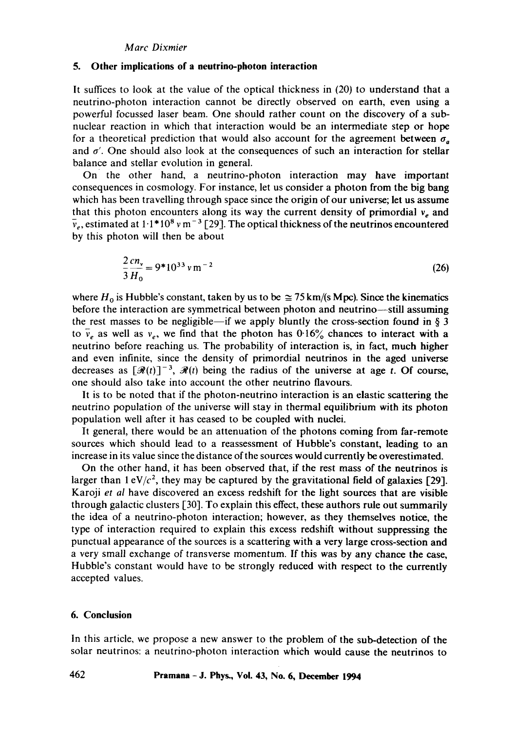## 5. Other implications of a neutrino-photon interaction

It suffices to look at the value of the optical thickness in (20) to understand that a neutrino-photon interaction cannot be directly observed on earth, even using a powerful focussed laser beam. One should rather count on the discovery of a sub-nuclear reaction in which that interaction would be an intermediate step or hope for a theoretical prediction that would also account for the agreement between $\sigma_a$ and $\sigma'$. One should also look at the consequences of such an interaction for stellar balance and stellar evolution in general.

On the other hand, a neutrino-photon interaction may have important consequences in cosmology. For instance, let us consider a photon from the big bang which has been travelling through space since the origin of our universe; let us assume that this photon encounters along its way the current density of primordial $\nu_e$ and $\bar{\nu}_e$, estimated at $1{\cdot}1*10^8\ \nu\,\mathrm{m}^{-3}$ [29]. The optical thickness of the neutrinos encountered by this photon will then be about

$$\frac{2\,cn_\nu}{3\,H_0} = 9*10^{33}\ \nu\,\mathrm{m}^{-2} \tag{26}$$

where $H_0$ is Hubble's constant, taken by us to be $\cong 75\,\mathrm{km/(s\,Mpc)}$. Since the kinematics before the interaction are symmetrical between photon and neutrino—still assuming the rest masses to be negligible—if we apply bluntly the cross-section found in § 3 to $\bar{\nu}_e$ as well as $\nu_e$, we find that the photon has $0{\cdot}16\%$ chances to interact with a neutrino before reaching us. The probability of interaction is, in fact, much higher and even infinite, since the density of primordial neutrinos in the aged universe decreases as $[\mathscr{R}(t)]^{-3}$, $\mathscr{R}(t)$ being the radius of the universe at age $t$. Of course, one should also take into account the other neutrino flavours.

It is to be noted that if the photon-neutrino interaction is an elastic scattering the neutrino population of the universe will stay in thermal equilibrium with its photon population well after it has ceased to be coupled with nuclei.

It general, there would be an attenuation of the photons coming from far-remote sources which should lead to a reassessment of Hubble's constant, leading to an increase in its value since the distance of the sources would currently be overestimated.

On the other hand, it has been observed that, if the rest mass of the neutrinos is larger than $1\,\mathrm{eV}/c^2$, they may be captured by the gravitational field of galaxies [29]. Karoji *et al* have discovered an excess redshift for the light sources that are visible through galactic clusters [30]. To explain this effect, these authors rule out summarily the idea of a neutrino-photon interaction; however, as they themselves notice, the type of interaction required to explain this excess redshift without suppressing the punctual appearance of the sources is a scattering with a very large cross-section and a very small exchange of transverse momentum. If this was by any chance the case, Hubble's constant would have to be strongly reduced with respect to the currently accepted values.

## 6. Conclusion

In this article, we propose a new answer to the problem of the sub-detection of the solar neutrinos: a neutrino-photon interaction which would cause the neutrinos to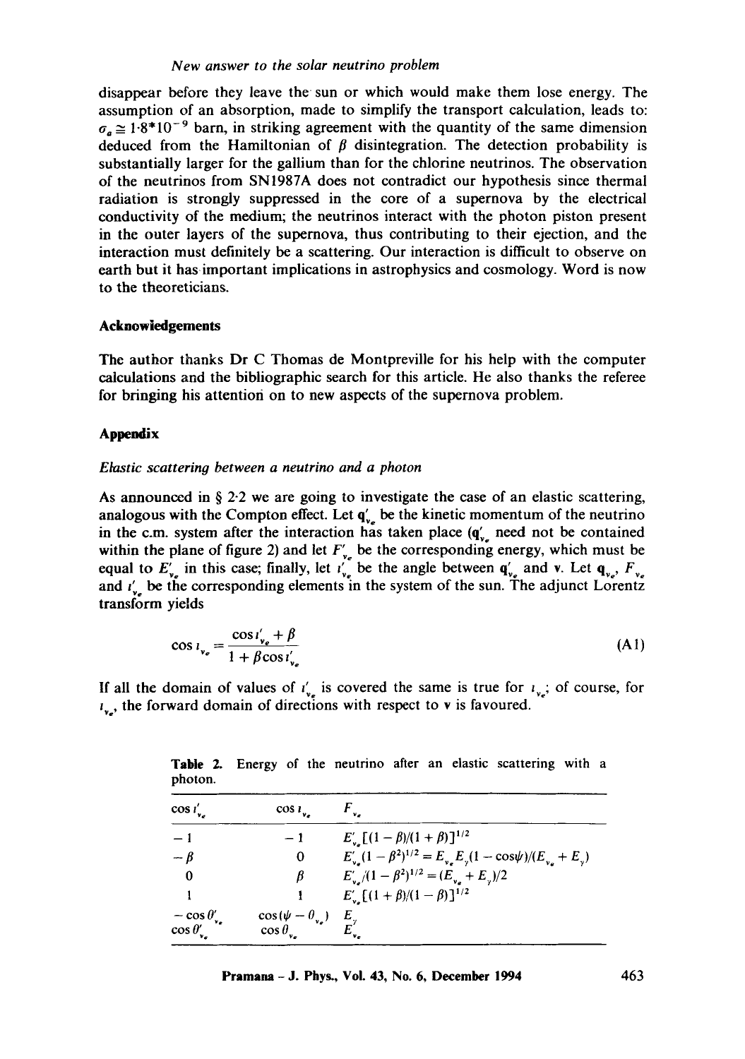disappear before they leave the sun or which would make them lose energy. The assumption of an absorption, made to simplify the transport calculation, leads to: $\sigma_a \cong 1{\cdot}8{*}10^{-9}$ barn, in striking agreement with the quantity of the same dimension deduced from the Hamiltonian of $\beta$ disintegration. The detection probability is substantially larger for the gallium than for the chlorine neutrinos. The observation of the neutrinos from SN1987A does not contradict our hypothesis since thermal radiation is strongly suppressed in the core of a supernova by the electrical conductivity of the medium; the neutrinos interact with the photon piston present in the outer layers of the supernova, thus contributing to their ejection, and the interaction must definitely be a scattering. Our interaction is difficult to observe on earth but it has important implications in astrophysics and cosmology. Word is now to the theoreticians.

### Acknowledgements

The author thanks Dr C Thomas de Montpreville for his help with the computer calculations and the bibliographic search for this article. He also thanks the referee for bringing his attention on to new aspects of the supernova problem.

### Appendix

*Elastic scattering between a neutrino and a photon*

As announced in § 2·2 we are going to investigate the case of an elastic scattering, analogous with the Compton effect. Let $\mathbf{q}'_{\nu_e}$ be the kinetic momentum of the neutrino in the c.m. system after the interaction has taken place ($\mathbf{q}'_{\nu_e}$ need not be contained within the plane of figure 2) and let $F'_{\nu_e}$ be the corresponding energy, which must be equal to $E'_{\nu_e}$ in this case; finally, let $\iota'_{\nu_e}$ be the angle between $\mathbf{q}'_{\nu_e}$ and $\mathbf{v}$. Let $\mathbf{q}_{\nu_e}$, $F_{\nu_e}$ and $\iota'_{\nu_e}$ be the corresponding elements in the system of the sun. The adjunct Lorentz transform yields

$$\cos \iota_{\nu_e} = \frac{\cos \iota'_{\nu_e} + \beta}{1 + \beta \cos \iota'_{\nu_e}} \tag{A1}$$

If all the domain of values of $\iota'_{\nu_e}$ is covered the same is true for $\iota_{\nu_e}$; of course, for $\iota_{\nu_e}$, the forward domain of directions with respect to $\mathbf{v}$ is favoured.

**Table 2.** Energy of the neutrino after an elastic scattering with a photon.

| $\cos \iota'_{\nu_e}$ | $\cos \iota_{\nu_e}$ | $F_{\nu_e}$ |
|---|---|---|
| $-1$ | $-1$ | $E'_{\nu_e}[(1-\beta)/(1+\beta)]^{1/2}$ |
| $-\beta$ | $0$ | $E'_{\nu_e}(1-\beta^2)^{1/2} = E_{\nu_e}E_\gamma(1-\cos\psi)/(E_{\nu_e}+E_\gamma)$ |
| $0$ | $\beta$ | $E'_{\nu_e}/(1-\beta^2)^{1/2} = (E_{\nu_e}+E_\gamma)/2$ |
| $1$ | $1$ | $E'_{\nu_e}[(1+\beta)/(1-\beta)]^{1/2}$ |
| $-\cos\theta'_{\nu_e}$ | $\cos(\psi-\theta_{\nu_e})$ | $E_\gamma$ |
| $\cos\theta'_{\nu_e}$ | $\cos\theta_{\nu_e}$ | $E_{\nu_e}$ |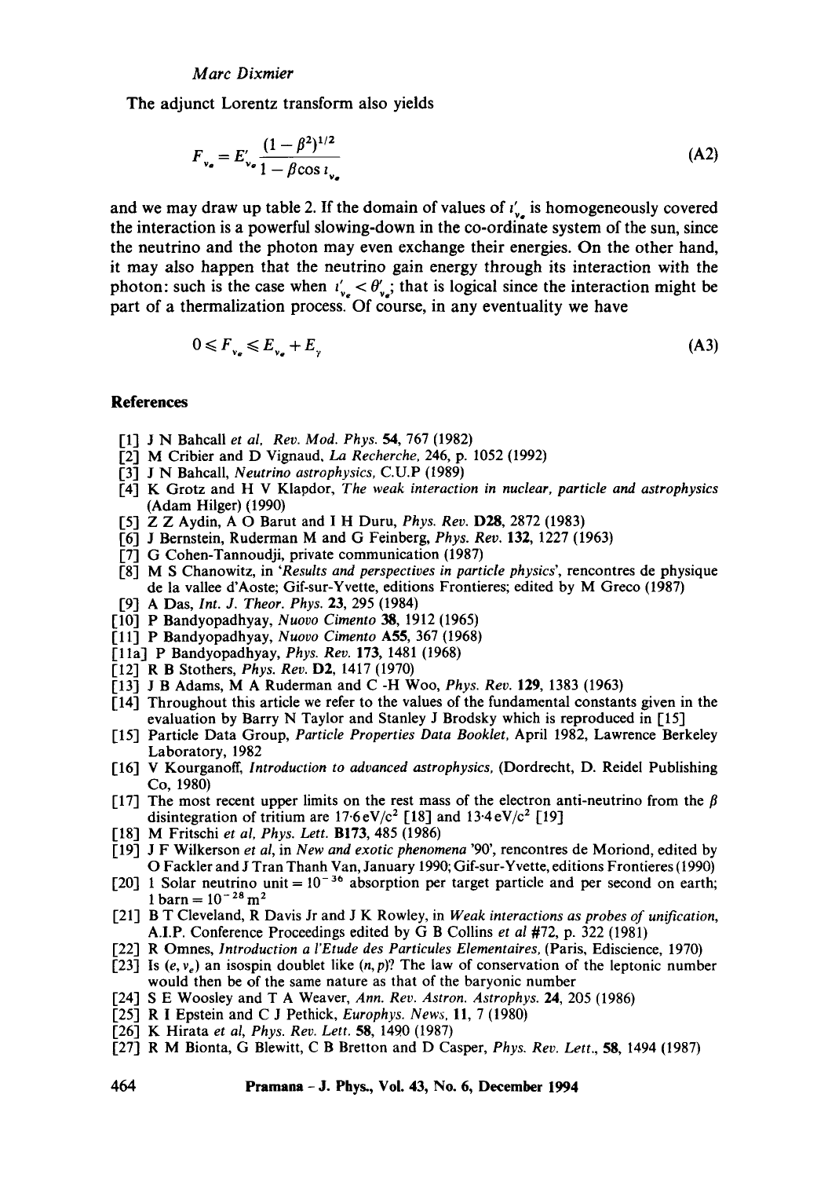The adjunct Lorentz transform also yields

$$F_{\nu_e} = E'_{\nu_e} \frac{(1-\beta^2)^{1/2}}{1-\beta\cos\iota_{\nu_e}} \tag{A2}$$

and we may draw up table 2. If the domain of values of $\iota'_{\nu_e}$ is homogeneously covered the interaction is a powerful slowing-down in the co-ordinate system of the sun, since the neutrino and the photon may even exchange their energies. On the other hand, it may also happen that the neutrino gain energy through its interaction with the photon: such is the case when $\iota'_{\nu_e} < \theta'_{\nu_e}$; that is logical since the interaction might be part of a thermalization process. Of course, in any eventuality we have

$$0 \leqslant F_{\nu_e} \leqslant E_{\nu_e} + E_{\gamma} \tag{A3}$$

## References

[1] J N Bahcall *et al*, *Rev. Mod. Phys.* **54**, 767 (1982)
[2] M Cribier and D Vignaud, *La Recherche*, 246, p. 1052 (1992)
[3] J N Bahcall, *Neutrino astrophysics*, C.U.P (1989)
[4] K Grotz and H V Klapdor, *The weak interaction in nuclear, particle and astrophysics* (Adam Hilger) (1990)
[5] Z Z Aydin, A O Barut and I H Duru, *Phys. Rev.* **D28**, 2872 (1983)
[6] J Bernstein, Ruderman M and G Feinberg, *Phys. Rev.* **132**, 1227 (1963)
[7] G Cohen-Tannoudji, private communication (1987)
[8] M S Chanowitz, in '*Results and perspectives in particle physics*', rencontres de physique de la vallee d'Aoste; Gif-sur-Yvette, editions Frontieres; edited by M Greco (1987)
[9] A Das, *Int. J. Theor. Phys.* **23**, 295 (1984)
[10] P Bandyopadhyay, *Nuovo Cimento* **38**, 1912 (1965)
[11] P Bandyopadhyay, *Nuovo Cimento* **A55**, 367 (1968)
[11a] P Bandyopadhyay, *Phys. Rev.* **173**, 1481 (1968)
[12] R B Stothers, *Phys. Rev.* **D2**, 1417 (1970)
[13] J B Adams, M A Ruderman and C -H Woo, *Phys. Rev.* **129**, 1383 (1963)
[14] Throughout this article we refer to the values of the fundamental constants given in the evaluation by Barry N Taylor and Stanley J Brodsky which is reproduced in [15]
[15] Particle Data Group, *Particle Properties Data Booklet*, April 1982, Lawrence Berkeley Laboratory, 1982
[16] V Kourganoff, *Introduction to advanced astrophysics*, (Dordrecht, D. Reidel Publishing Co, 1980)
[17] The most recent upper limits on the rest mass of the electron anti-neutrino from the $\beta$ disintegration of tritium are $17{\cdot}6\,\mathrm{eV}/c^2$ [18] and $13{\cdot}4\,\mathrm{eV}/c^2$ [19]
[18] M Fritschi *et al*, *Phys. Lett.* **B173**, 485 (1986)
[19] J F Wilkerson *et al*, in *New and exotic phenomena* '90', rencontres de Moriond, edited by O Fackler and J Tran Thanh Van, January 1990; Gif-sur-Yvette, editions Frontieres (1990)
[20] 1 Solar neutrino unit $= 10^{-36}$ absorption per target particle and per second on earth; $1\,\mathrm{barn} = 10^{-28}\,\mathrm{m}^2$
[21] B T Cleveland, R Davis Jr and J K Rowley, in *Weak interactions as probes of unification*, A.I.P. Conference Proceedings edited by G B Collins *et al* #72, p. 322 (1981)
[22] R Omnes, *Introduction a l'Etude des Particules Elementaires*, (Paris, Ediscience, 1970)
[23] Is $(e, \nu_e)$ an isospin doublet like $(n, p)$? The law of conservation of the leptonic number would then be of the same nature as that of the baryonic number
[24] S E Woosley and T A Weaver, *Ann. Rev. Astron. Astrophys.* **24**, 205 (1986)
[25] R I Epstein and C J Pethick, *Europhys. News*, **11**, 7 (1980)
[26] K Hirata *et al*, *Phys. Rev. Lett.* **58**, 1490 (1987)
[27] R M Bionta, G Blewitt, C B Bretton and D Casper, *Phys. Rev. Lett.*, **58**, 1494 (1987)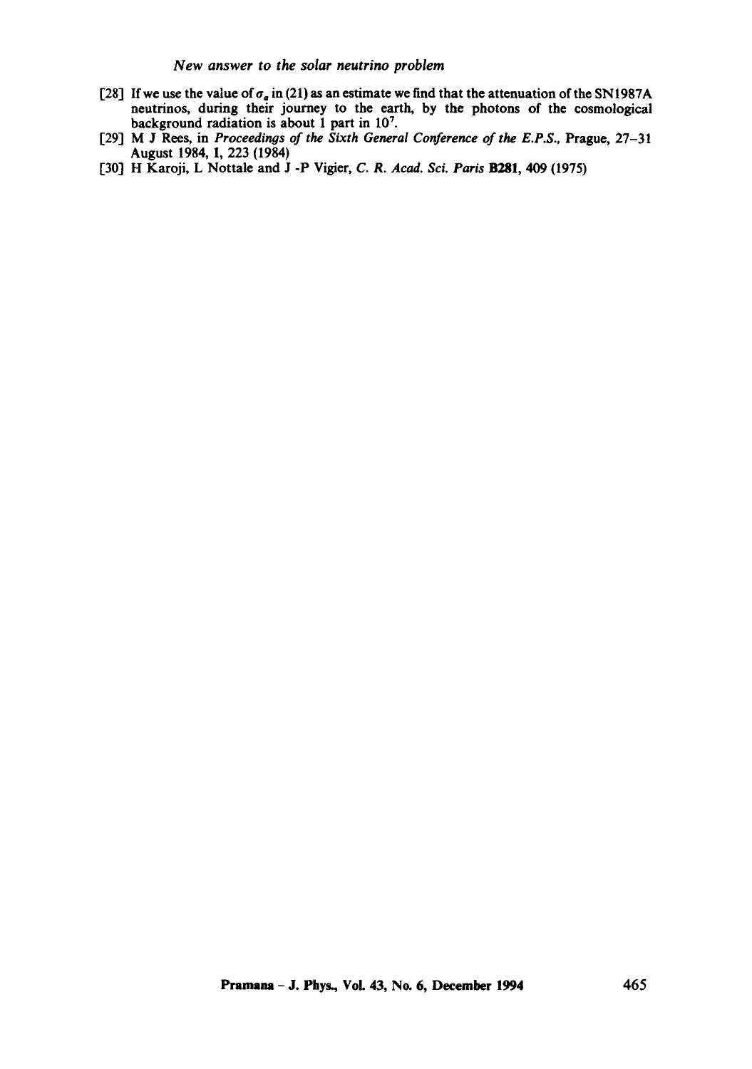[28] If we use the value of $\sigma_a$ in (21) as an estimate we find that the attenuation of the SN1987A neutrinos, during their journey to the earth, by the photons of the cosmological background radiation is about 1 part in $10^7$.

[29] M J Rees, in *Proceedings of the Sixth General Conference of the E.P.S.*, Prague, 27–31 August 1984, **1**, 223 (1984)

[30] H Karoji, L Nottale and J -P Vigier, *C. R. Acad. Sci. Paris* **B281**, 409 (1975)